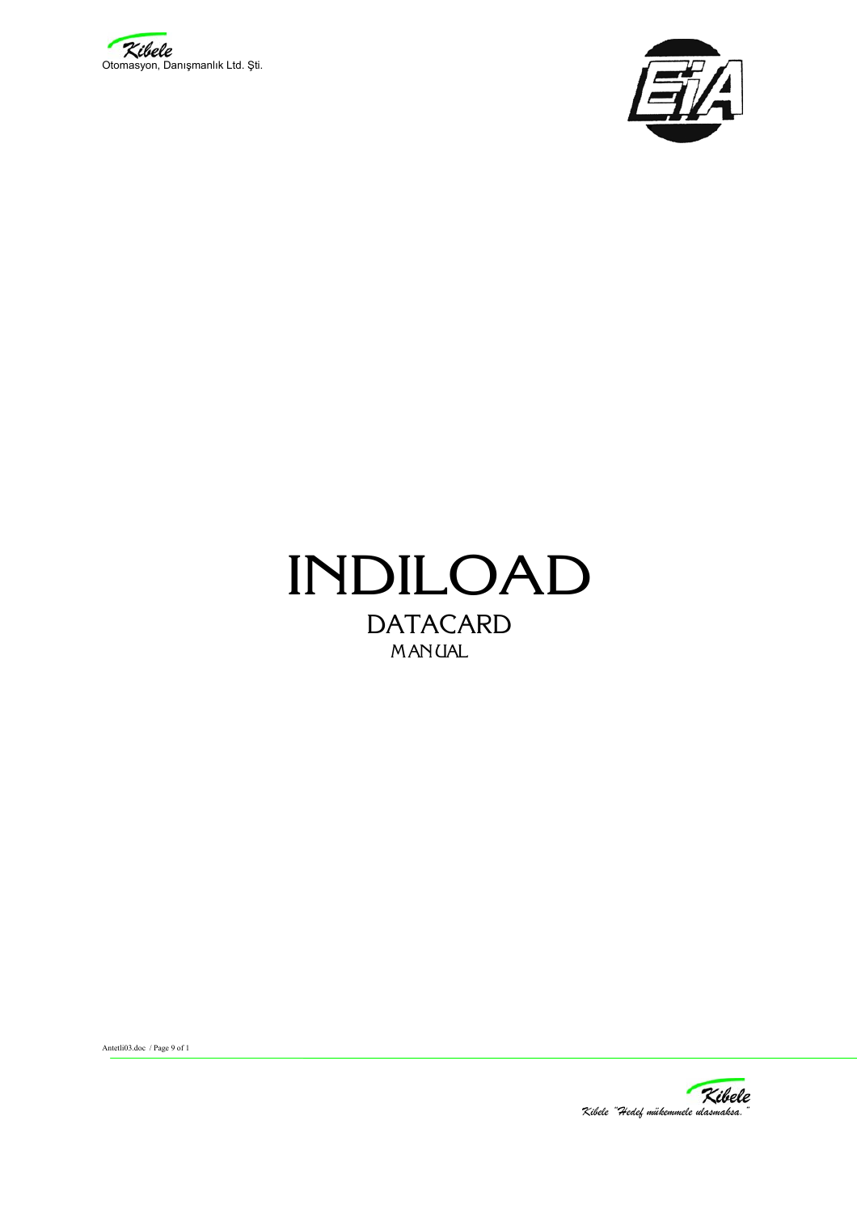# INDILOAD

## DATACARD

### MANUAL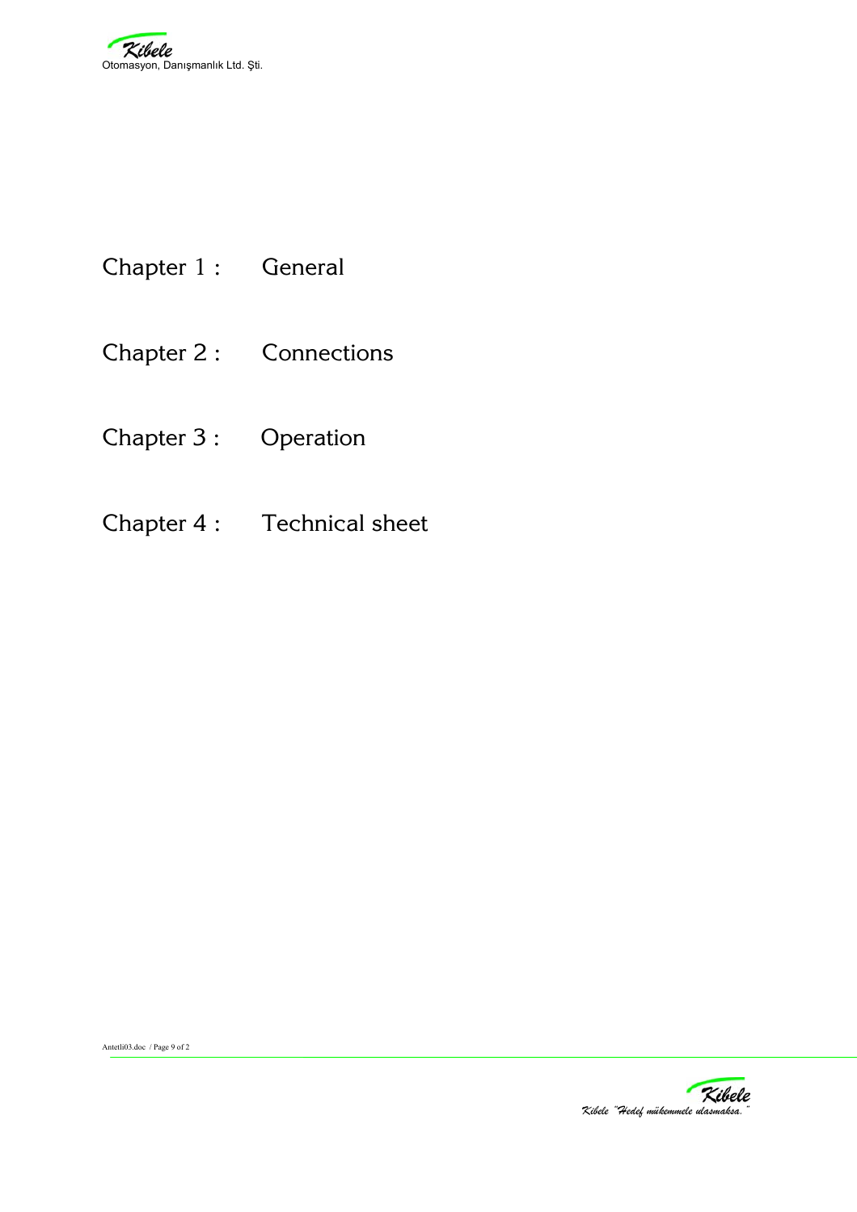Chapter 1 : General

Chapter 2 : Connections

Chapter 3 : Operation

Chapter 4 : Technical sheet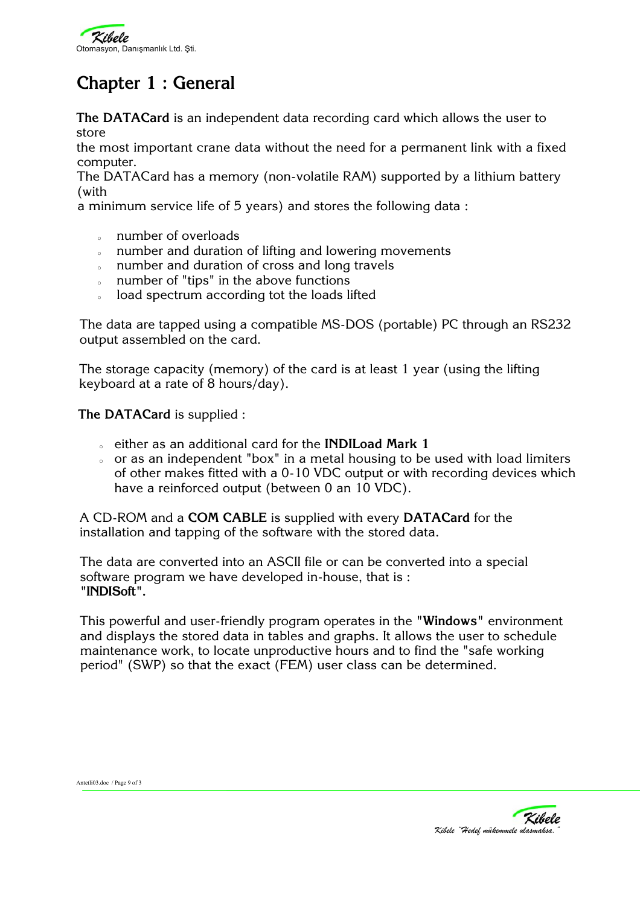# Chapter 1 : General

**The DATACard** is an independent data recording card which allows the user to store
the most important crane data without the need for a permanent link with a fixed computer.
The DATACard has a memory (non-volatile RAM) supported by a lithium battery (with
a minimum service life of 5 years) and stores the following data :

- number of overloads
- number and duration of lifting and lowering movements
- number and duration of cross and long travels
- number of "tips" in the above functions
- load spectrum according tot the loads lifted

The data are tapped using a compatible MS-DOS (portable) PC through an RS232 output assembled on the card.

The storage capacity (memory) of the card is at least 1 year (using the lifting keyboard at a rate of 8 hours/day).

**The DATACard** is supplied :

- either as an additional card for the **INDILoad Mark 1**
- or as an independent "box" in a metal housing to be used with load limiters of other makes fitted with a 0-10 VDC output or with recording devices which have a reinforced output (between 0 an 10 VDC).

A CD-ROM and a **COM CABLE** is supplied with every **DATACard** for the installation and tapping of the software with the stored data.

The data are converted into an ASCII file or can be converted into a special software program we have developed in-house, that is :
**"INDISoft".**

This powerful and user-friendly program operates in the "**Windows**" environment and displays the stored data in tables and graphs. It allows the user to schedule maintenance work, to locate unproductive hours and to find the "safe working period" (SWP) so that the exact (FEM) user class can be determined.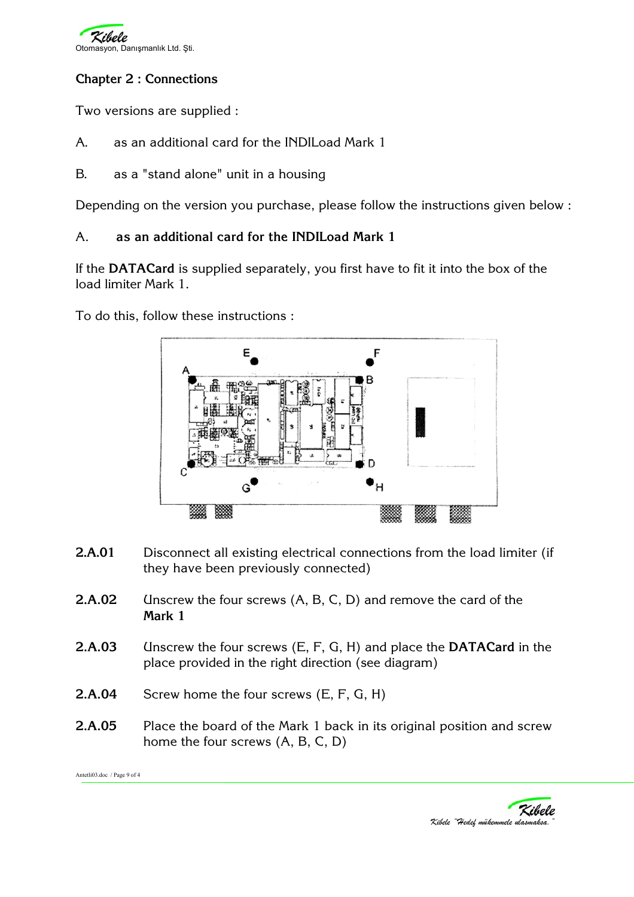## Chapter 2 : Connections

Two versions are supplied :

A. as an additional card for the INDILoad Mark 1

B. as a "stand alone" unit in a housing

Depending on the version you purchase, please follow the instructions given below :

### A. as an additional card for the INDILoad Mark 1

If the **DATACard** is supplied separately, you first have to fit it into the box of the load limiter Mark 1.

To do this, follow these instructions :

**2.A.01** Disconnect all existing electrical connections from the load limiter (if they have been previously connected)

**2.A.02** Unscrew the four screws (A, B, C, D) and remove the card of the **Mark 1**

**2.A.03** Unscrew the four screws (E, F, G, H) and place the **DATACard** in the place provided in the right direction (see diagram)

**2.A.04** Screw home the four screws (E, F, G, H)

**2.A.05** Place the board of the Mark 1 back in its original position and screw home the four screws (A, B, C, D)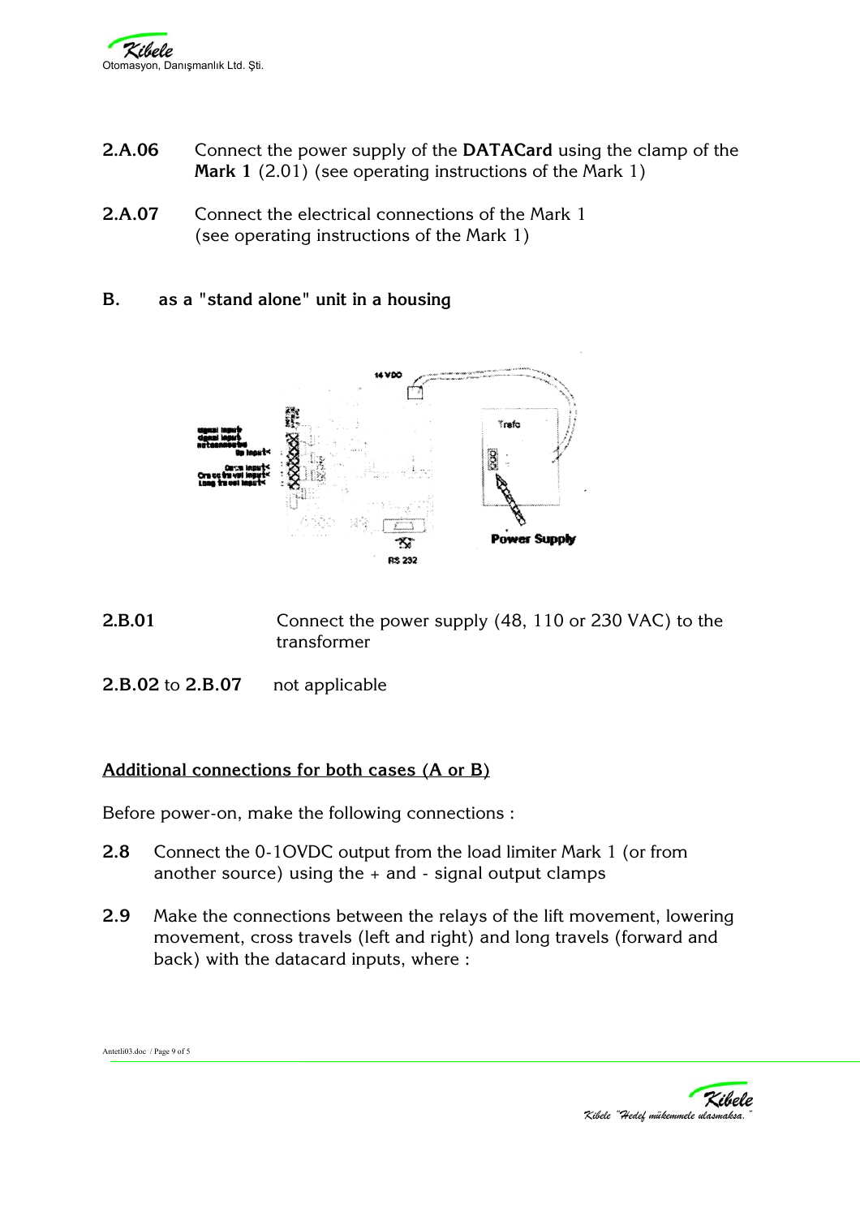**2.A.06** Connect the power supply of the **DATACard** using the clamp of the **Mark 1** (2.01) (see operating instructions of the Mark 1)

**2.A.07** Connect the electrical connections of the Mark 1 (see operating instructions of the Mark 1)

**B. as a "stand alone" unit in a housing**

**2.B.01** Connect the power supply (48, 110 or 230 VAC) to the transformer

**2.B.02** to **2.B.07** not applicable

__Additional connections for both cases (A or B)__

Before power-on, make the following connections :

**2.8** Connect the 0-1OVDC output from the load limiter Mark 1 (or from another source) using the + and - signal output clamps

**2.9** Make the connections between the relays of the lift movement, lowering movement, cross travels (left and right) and long travels (forward and back) with the datacard inputs, where :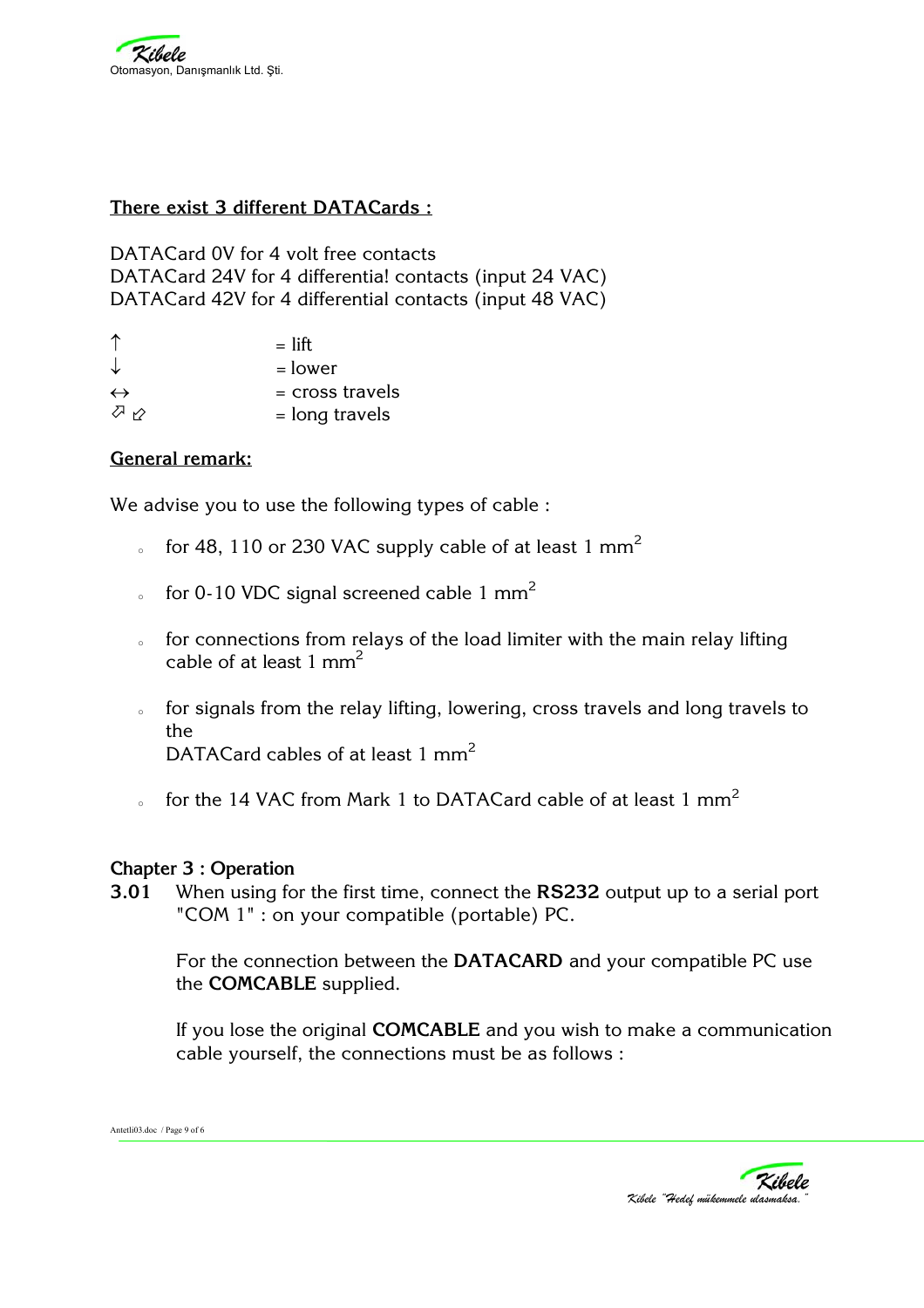**There exist 3 different DATACards :**

DATACard 0V for 4 volt free contacts
DATACard 24V for 4 differentia! contacts (input 24 VAC)
DATACard 42V for 4 differential contacts (input 48 VAC)

| | |
|---|---|
| ↑ | = lift |
| ↓ | = lower |
| ↔ | = cross travels |
| ⇗ ⇙ | = long travels |

**General remark:**

We advise you to use the following types of cable :

- for 48, 110 or 230 VAC supply cable of at least 1 $mm^2$
- for 0-10 VDC signal screened cable 1 $mm^2$
- for connections from relays of the load limiter with the main relay lifting cable of at least 1 $mm^2$
- for signals from the relay lifting, lowering, cross travels and long travels to the
  DATACard cables of at least 1 $mm^2$
- for the 14 VAC from Mark 1 to DATACard cable of at least 1 $mm^2$

## Chapter 3 : Operation

**3.01** When using for the first time, connect the **RS232** output up to a serial port "COM 1" : on your compatible (portable) PC.

For the connection between the **DATACARD** and your compatible PC use the **COMCABLE** supplied.

If you lose the original **COMCABLE** and you wish to make a communication cable yourself, the connections must be as follows :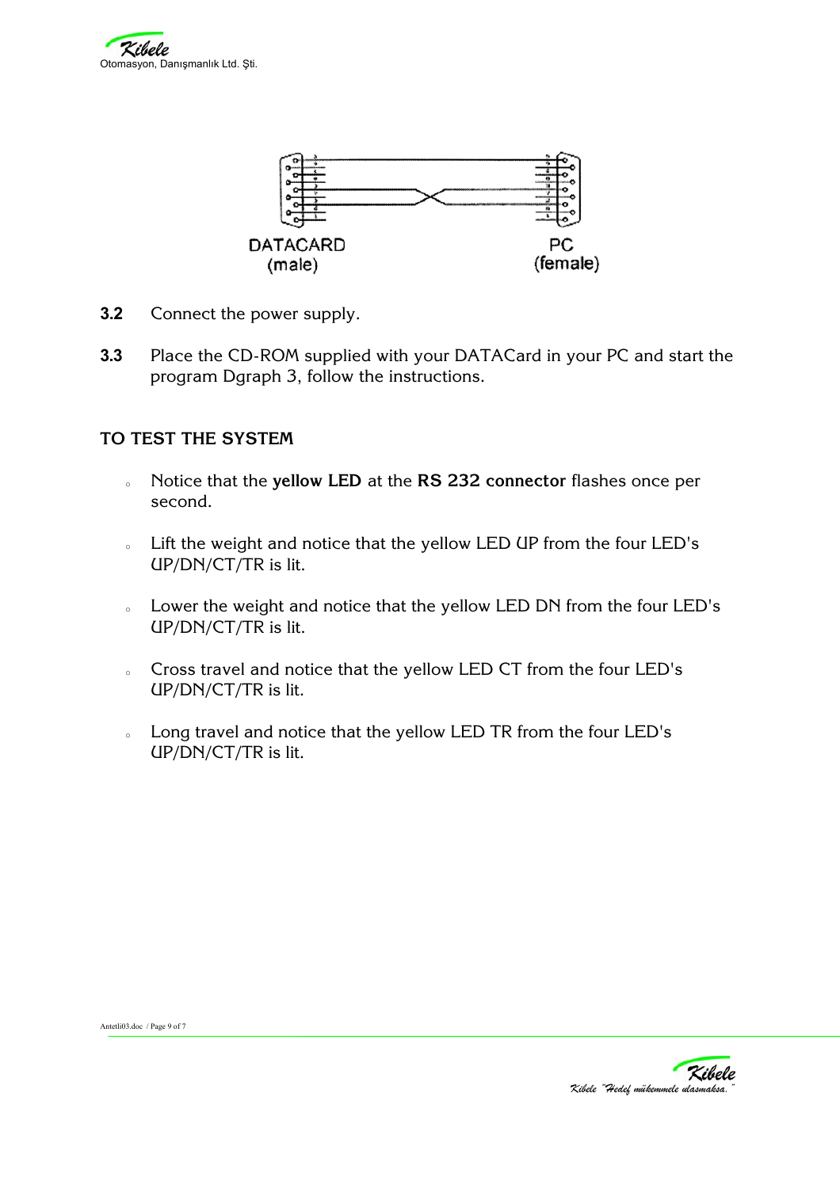DATACARD (male)

PC (female)

**3.2** Connect the power supply.

**3.3** Place the CD-ROM supplied with your DATACard in your PC and start the program Dgraph 3, follow the instructions.

## TO TEST THE SYSTEM

- Notice that the **yellow LED** at the **RS 232 connector** flashes once per second.
- Lift the weight and notice that the yellow LED UP from the four LED's UP/DN/CT/TR is lit.
- Lower the weight and notice that the yellow LED DN from the four LED's UP/DN/CT/TR is lit.
- Cross travel and notice that the yellow LED CT from the four LED's UP/DN/CT/TR is lit.
- Long travel and notice that the yellow LED TR from the four LED's UP/DN/CT/TR is lit.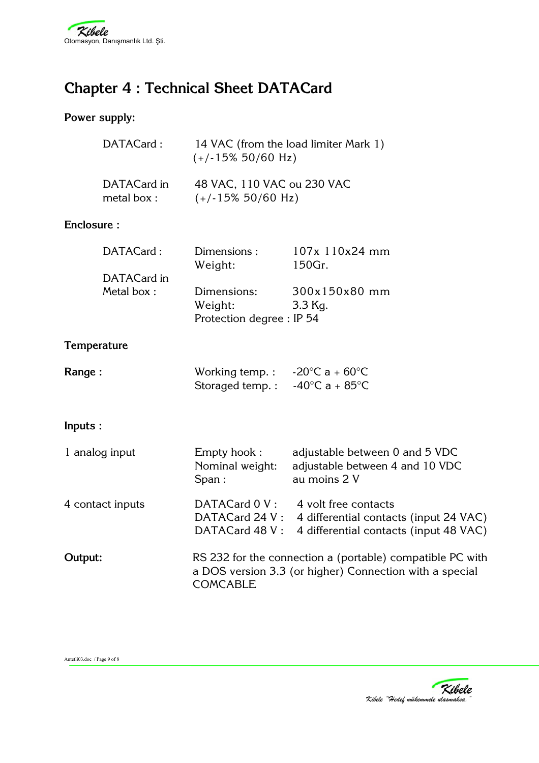# Chapter 4 : Technical Sheet DATACard

**Power supply:**

| | |
|---|---|
| DATACard : | 14 VAC (from the load limiter Mark 1) (+/-15% 50/60 Hz) |
| DATACard in metal box : | 48 VAC, 110 VAC ou 230 VAC (+/-15% 50/60 Hz) |

**Enclosure :**

| | | |
|---|---|---|
| DATACard : | Dimensions : | 107x 110x24 mm |
| | Weight: | 150Gr. |
| DATACard in Metal box : | Dimensions: | 300x150x80 mm |
| | Weight: | 3.3 Kg. |
| | Protection degree : | IP 54 |

**Temperature**

| | | |
|---|---|---|
| **Range :** | Working temp. : | -20°C a + 60°C |
| | Storaged temp. : | -40°C a + 85°C |

**Inputs :**

| | | |
|---|---|---|
| 1 analog input | Empty hook : | adjustable between 0 and 5 VDC |
| | Nominal weight: | adjustable between 4 and 10 VDC |
| | Span : | au moins 2 V |
| 4 contact inputs | DATACard 0 V : | 4 volt free contacts |
| | DATACard 24 V : | 4 differential contacts (input 24 VAC) |
| | DATACard 48 V : | 4 differential contacts (input 48 VAC) |

**Output:** RS 232 for the connection a (portable) compatible PC with a DOS version 3.3 (or higher) Connection with a special COMCABLE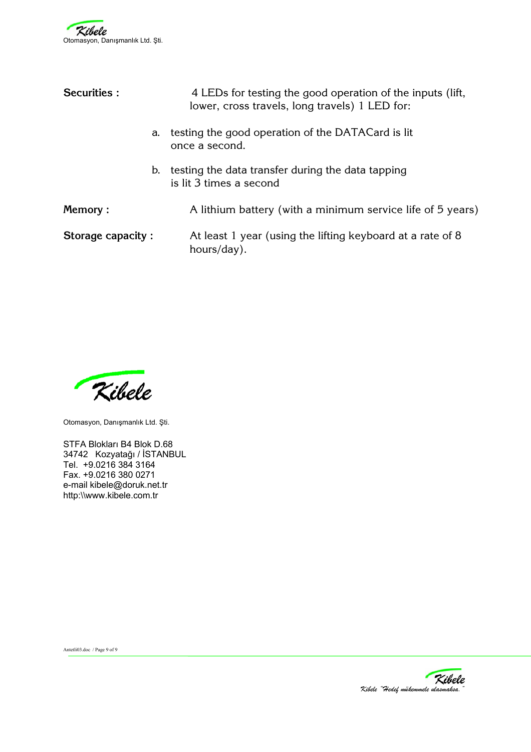**Securities :** 4 LEDs for testing the good operation of the inputs (lift, lower, cross travels, long travels) 1 LED for:

a. testing the good operation of the DATACard is lit once a second.

b. testing the data transfer during the data tapping is lit 3 times a second

**Memory :** A lithium battery (with a minimum service life of 5 years)

**Storage capacity :** At least 1 year (using the lifting keyboard at a rate of 8 hours/day).

Kibele

Otomasyon, Danışmanlık Ltd. Şti.

STFA Blokları B4 Blok D.68
34742 Kozyatağı / İSTANBUL
Tel. +9.0216 384 3164
Fax. +9.0216 380 0271
e-mail kibele@doruk.net.tr
http:\\www.kibele.com.tr